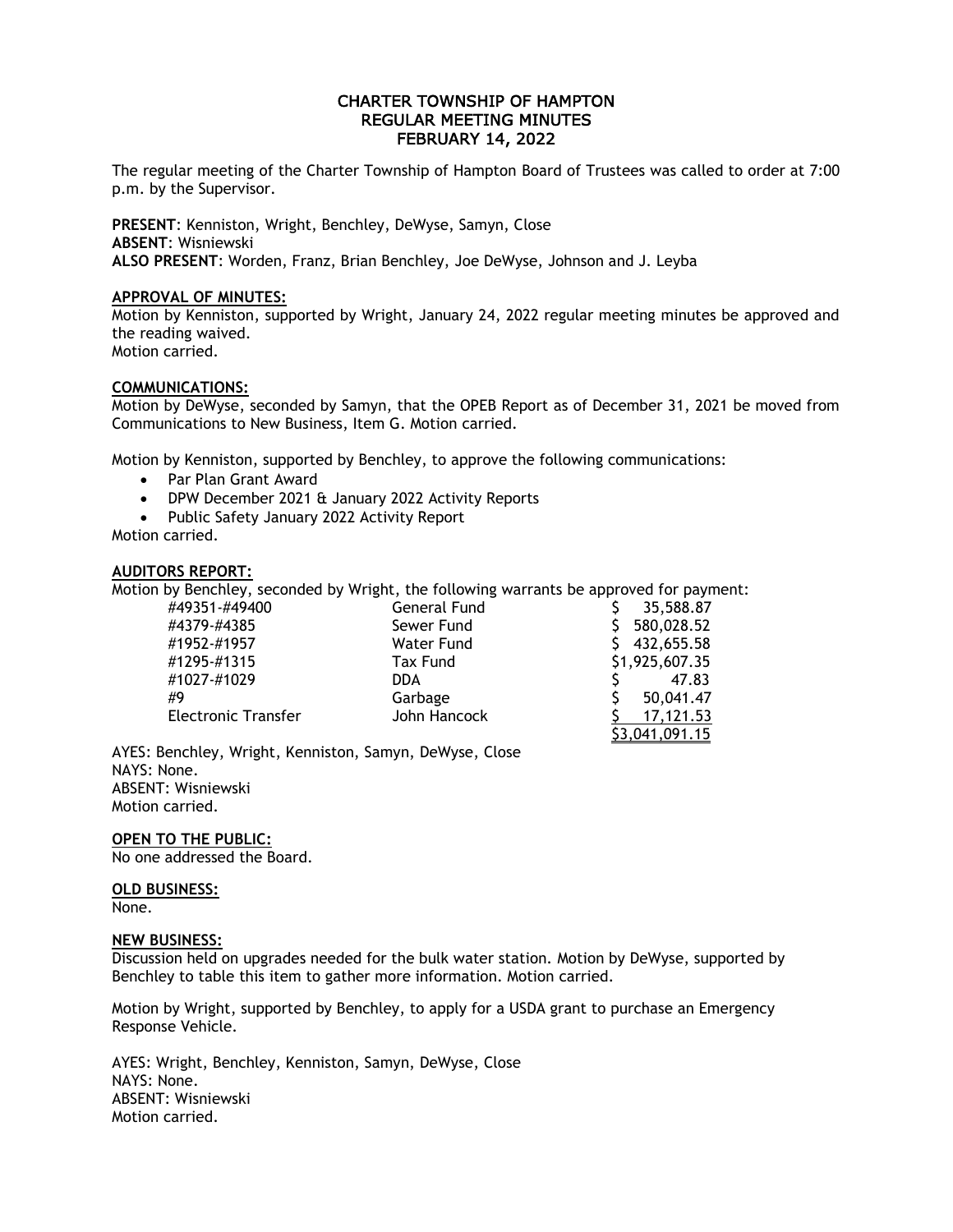# CHARTER TOWNSHIP OF HAMPTON
## REGULAR MEETING MINUTES
## FEBRUARY 14, 2022

The regular meeting of the Charter Township of Hampton Board of Trustees was called to order at 7:00 p.m. by the Supervisor.

**PRESENT**: Kenniston, Wright, Benchley, DeWyse, Samyn, Close
**ABSENT**: Wisniewski
**ALSO PRESENT**: Worden, Franz, Brian Benchley, Joe DeWyse, Johnson and J. Leyba

**APPROVAL OF MINUTES:**
Motion by Kenniston, supported by Wright, January 24, 2022 regular meeting minutes be approved and the reading waived.
Motion carried.

**COMMUNICATIONS:**
Motion by DeWyse, seconded by Samyn, that the OPEB Report as of December 31, 2021 be moved from Communications to New Business, Item G. Motion carried.

Motion by Kenniston, supported by Benchley, to approve the following communications:

- Par Plan Grant Award
- DPW December 2021 & January 2022 Activity Reports
- Public Safety January 2022 Activity Report

Motion carried.

**AUDITORS REPORT:**
Motion by Benchley, seconded by Wright, the following warrants be approved for payment:

| | | |
|---|---|---|
| #49351-#49400 | General Fund | $ 35,588.87 |
| #4379-#4385 | Sewer Fund | $ 580,028.52 |
| #1952-#1957 | Water Fund | $ 432,655.58 |
| #1295-#1315 | Tax Fund | $1,925,607.35 |
| #1027-#1029 | DDA | $ 47.83 |
| #9 | Garbage | $ 50,041.47 |
| Electronic Transfer | John Hancock | $ 17,121.53 |
| | | $3,041,091.15 |

AYES: Benchley, Wright, Kenniston, Samyn, DeWyse, Close
NAYS: None.
ABSENT: Wisniewski
Motion carried.

**OPEN TO THE PUBLIC:**
No one addressed the Board.

**OLD BUSINESS:**
None.

**NEW BUSINESS:**
Discussion held on upgrades needed for the bulk water station. Motion by DeWyse, supported by Benchley to table this item to gather more information. Motion carried.

Motion by Wright, supported by Benchley, to apply for a USDA grant to purchase an Emergency Response Vehicle.

AYES: Wright, Benchley, Kenniston, Samyn, DeWyse, Close
NAYS: None.
ABSENT: Wisniewski
Motion carried.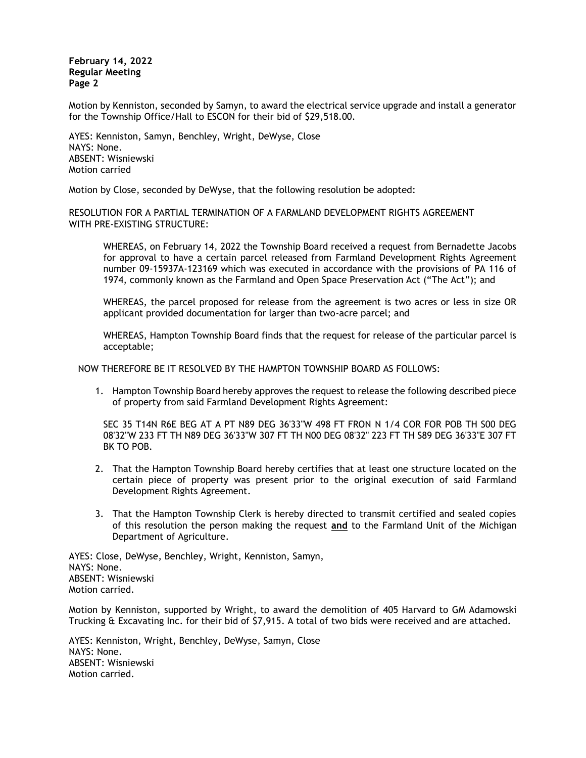Motion by Kenniston, seconded by Samyn, to award the electrical service upgrade and install a generator for the Township Office/Hall to ESCON for their bid of $29,518.00.

AYES: Kenniston, Samyn, Benchley, Wright, DeWyse, Close
NAYS: None.
ABSENT: Wisniewski
Motion carried

Motion by Close, seconded by DeWyse, that the following resolution be adopted:

RESOLUTION FOR A PARTIAL TERMINATION OF A FARMLAND DEVELOPMENT RIGHTS AGREEMENT WITH PRE-EXISTING STRUCTURE:

> WHEREAS, on February 14, 2022 the Township Board received a request from Bernadette Jacobs for approval to have a certain parcel released from Farmland Development Rights Agreement number 09-15937A-123169 which was executed in accordance with the provisions of PA 116 of 1974, commonly known as the Farmland and Open Space Preservation Act ("The Act"); and
>
> WHEREAS, the parcel proposed for release from the agreement is two acres or less in size OR applicant provided documentation for larger than two-acre parcel; and
>
> WHEREAS, Hampton Township Board finds that the request for release of the particular parcel is acceptable;

NOW THEREFORE BE IT RESOLVED BY THE HAMPTON TOWNSHIP BOARD AS FOLLOWS:

1. Hampton Township Board hereby approves the request to release the following described piece of property from said Farmland Development Rights Agreement:

   SEC 35 T14N R6E BEG AT A PT N89 DEG 36'33"W 498 FT FRON N 1/4 COR FOR POB TH S00 DEG 08'32"W 233 FT TH N89 DEG 36'33"W 307 FT TH N00 DEG 08'32" 223 FT TH S89 DEG 36'33"E 307 FT BK TO POB.

2. That the Hampton Township Board hereby certifies that at least one structure located on the certain piece of property was present prior to the original execution of said Farmland Development Rights Agreement.

3. That the Hampton Township Clerk is hereby directed to transmit certified and sealed copies of this resolution the person making the request **and** to the Farmland Unit of the Michigan Department of Agriculture.

AYES: Close, DeWyse, Benchley, Wright, Kenniston, Samyn,
NAYS: None.
ABSENT: Wisniewski
Motion carried.

Motion by Kenniston, supported by Wright, to award the demolition of 405 Harvard to GM Adamowski Trucking & Excavating Inc. for their bid of $7,915. A total of two bids were received and are attached.

AYES: Kenniston, Wright, Benchley, DeWyse, Samyn, Close
NAYS: None.
ABSENT: Wisniewski
Motion carried.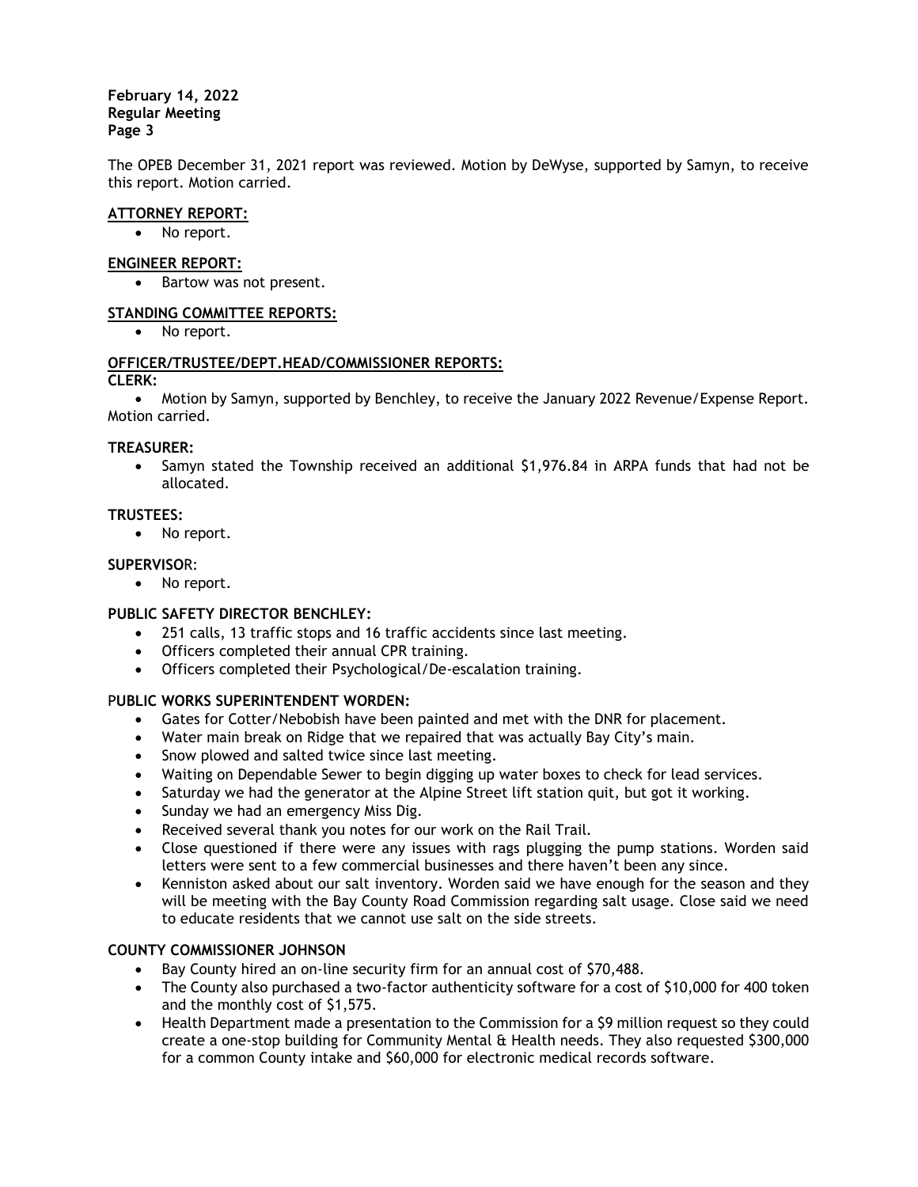The OPEB December 31, 2021 report was reviewed. Motion by DeWyse, supported by Samyn, to receive this report. Motion carried.

**ATTORNEY REPORT:**

- No report.

**ENGINEER REPORT:**

- Bartow was not present.

**STANDING COMMITTEE REPORTS:**

- No report.

**OFFICER/TRUSTEE/DEPT.HEAD/COMMISSIONER REPORTS:**

**CLERK:**

- Motion by Samyn, supported by Benchley, to receive the January 2022 Revenue/Expense Report. Motion carried.

**TREASURER:**

- Samyn stated the Township received an additional $1,976.84 in ARPA funds that had not be allocated.

**TRUSTEES:**

- No report.

**SUPERVISOR:**

- No report.

**PUBLIC SAFETY DIRECTOR BENCHLEY:**

- 251 calls, 13 traffic stops and 16 traffic accidents since last meeting.
- Officers completed their annual CPR training.
- Officers completed their Psychological/De-escalation training.

**PUBLIC WORKS SUPERINTENDENT WORDEN:**

- Gates for Cotter/Nebobish have been painted and met with the DNR for placement.
- Water main break on Ridge that we repaired that was actually Bay City's main.
- Snow plowed and salted twice since last meeting.
- Waiting on Dependable Sewer to begin digging up water boxes to check for lead services.
- Saturday we had the generator at the Alpine Street lift station quit, but got it working.
- Sunday we had an emergency Miss Dig.
- Received several thank you notes for our work on the Rail Trail.
- Close questioned if there were any issues with rags plugging the pump stations. Worden said letters were sent to a few commercial businesses and there haven't been any since.
- Kenniston asked about our salt inventory. Worden said we have enough for the season and they will be meeting with the Bay County Road Commission regarding salt usage. Close said we need to educate residents that we cannot use salt on the side streets.

**COUNTY COMMISSIONER JOHNSON**

- Bay County hired an on-line security firm for an annual cost of $70,488.
- The County also purchased a two-factor authenticity software for a cost of $10,000 for 400 token and the monthly cost of $1,575.
- Health Department made a presentation to the Commission for a $9 million request so they could create a one-stop building for Community Mental & Health needs. They also requested $300,000 for a common County intake and $60,000 for electronic medical records software.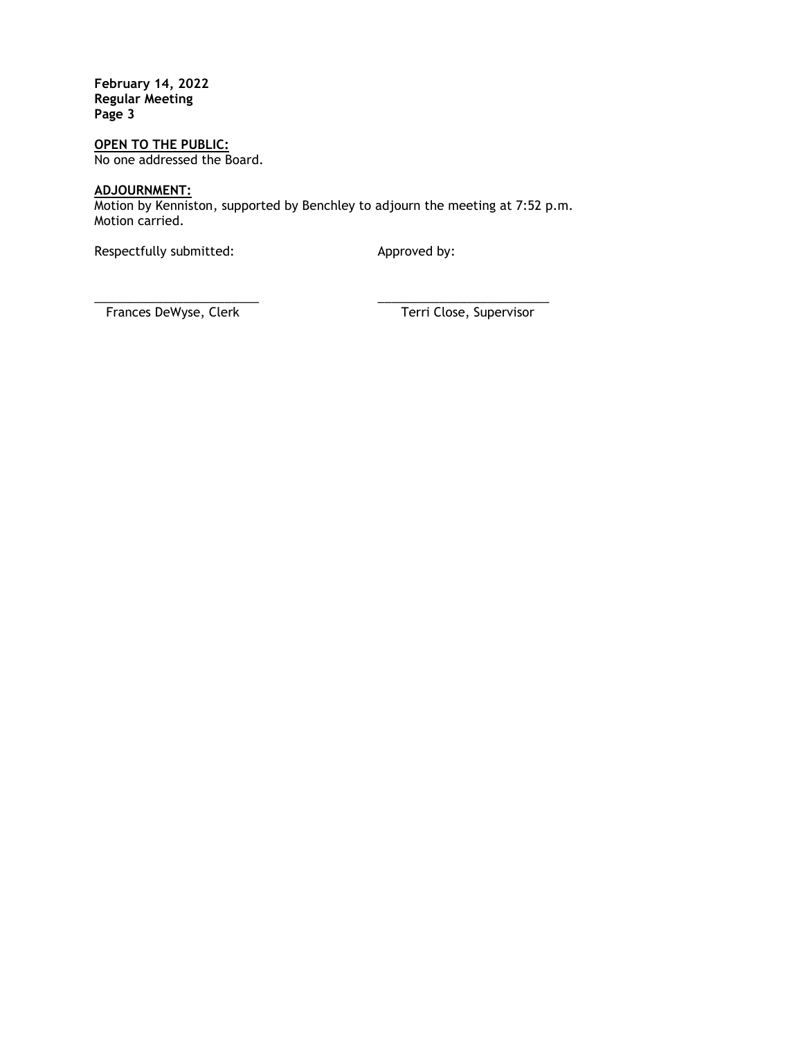**OPEN TO THE PUBLIC:**
No one addressed the Board.

**ADJOURNMENT:**
Motion by Kenniston, supported by Benchley to adjourn the meeting at 7:52 p.m.
Motion carried.

Respectfully submitted: Approved by:

______________________ ______________________
Frances DeWyse, Clerk Terri Close, Supervisor